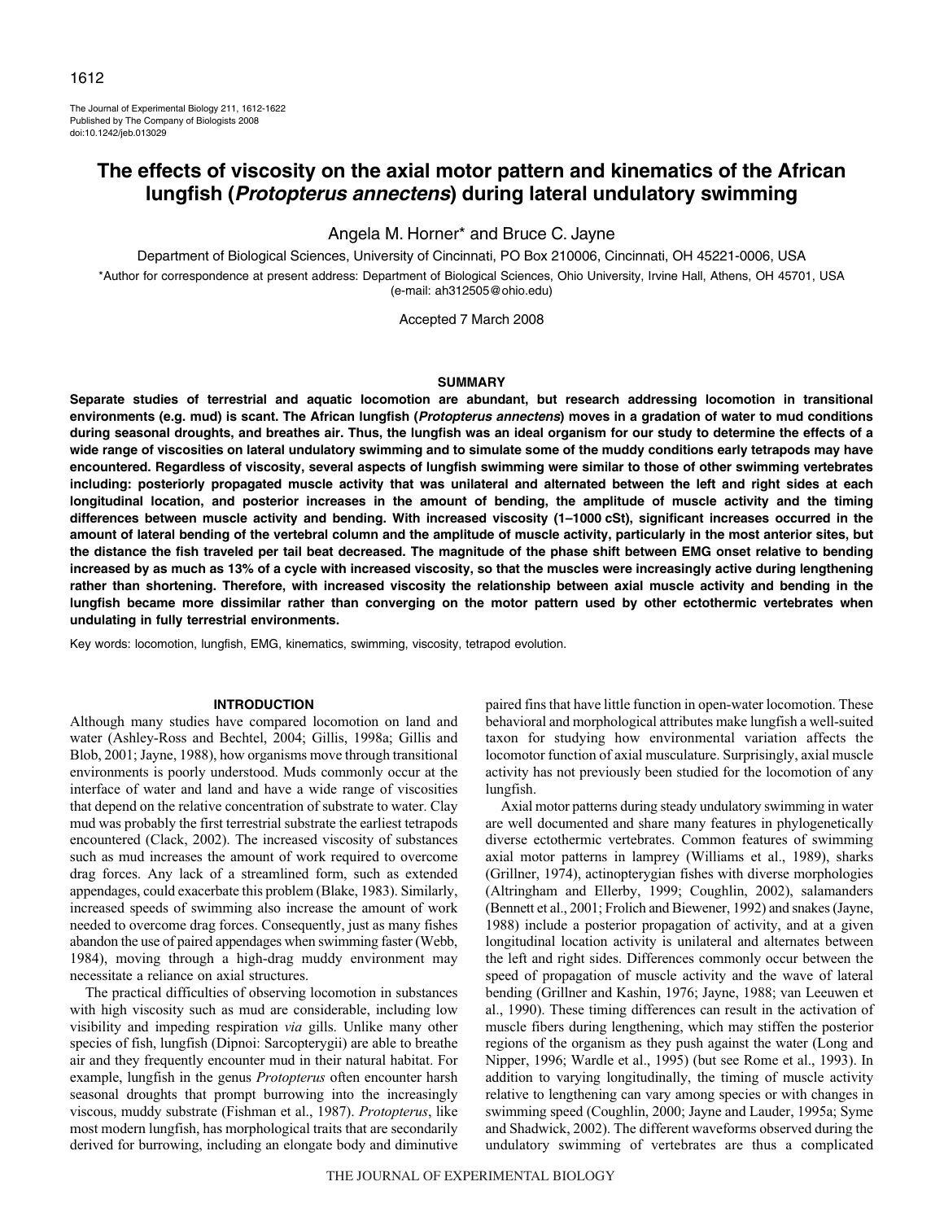# The effects of viscosity on the axial motor pattern and kinematics of the African lungfish (*Protopterus annectens*) during lateral undulatory swimming

Angela M. Horner* and Bruce C. Jayne

Department of Biological Sciences, University of Cincinnati, PO Box 210006, Cincinnati, OH 45221-0006, USA

*Author for correspondence at present address: Department of Biological Sciences, Ohio University, Irvine Hall, Athens, OH 45701, USA (e-mail: ah312505@ohio.edu)

Accepted 7 March 2008

## SUMMARY

**Separate studies of terrestrial and aquatic locomotion are abundant, but research addressing locomotion in transitional environments (e.g. mud) is scant. The African lungfish (*Protopterus annectens*) moves in a gradation of water to mud conditions during seasonal droughts, and breathes air. Thus, the lungfish was an ideal organism for our study to determine the effects of a wide range of viscosities on lateral undulatory swimming and to simulate some of the muddy conditions early tetrapods may have encountered. Regardless of viscosity, several aspects of lungfish swimming were similar to those of other swimming vertebrates including: posteriorly propagated muscle activity that was unilateral and alternated between the left and right sides at each longitudinal location, and posterior increases in the amount of bending, the amplitude of muscle activity and the timing differences between muscle activity and bending. With increased viscosity (1–1000 cSt), significant increases occurred in the amount of lateral bending of the vertebral column and the amplitude of muscle activity, particularly in the most anterior sites, but the distance the fish traveled per tail beat decreased. The magnitude of the phase shift between EMG onset relative to bending increased by as much as 13% of a cycle with increased viscosity, so that the muscles were increasingly active during lengthening rather than shortening. Therefore, with increased viscosity the relationship between axial muscle activity and bending in the lungfish became more dissimilar rather than converging on the motor pattern used by other ectothermic vertebrates when undulating in fully terrestrial environments.**

Key words: locomotion, lungfish, EMG, kinematics, swimming, viscosity, tetrapod evolution.

## INTRODUCTION

Although many studies have compared locomotion on land and water (Ashley-Ross and Bechtel, 2004; Gillis, 1998a; Gillis and Blob, 2001; Jayne, 1988), how organisms move through transitional environments is poorly understood. Muds commonly occur at the interface of water and land and have a wide range of viscosities that depend on the relative concentration of substrate to water. Clay mud was probably the first terrestrial substrate the earliest tetrapods encountered (Clack, 2002). The increased viscosity of substances such as mud increases the amount of work required to overcome drag forces. Any lack of a streamlined form, such as extended appendages, could exacerbate this problem (Blake, 1983). Similarly, increased speeds of swimming also increase the amount of work needed to overcome drag forces. Consequently, just as many fishes abandon the use of paired appendages when swimming faster (Webb, 1984), moving through a high-drag muddy environment may necessitate a reliance on axial structures.

The practical difficulties of observing locomotion in substances with high viscosity such as mud are considerable, including low visibility and impeding respiration *via* gills. Unlike many other species of fish, lungfish (Dipnoi: Sarcopterygii) are able to breathe air and they frequently encounter mud in their natural habitat. For example, lungfish in the genus *Protopterus* often encounter harsh seasonal droughts that prompt burrowing into the increasingly viscous, muddy substrate (Fishman et al., 1987). *Protopterus*, like most modern lungfish, has morphological traits that are secondarily derived for burrowing, including an elongate body and diminutive paired fins that have little function in open-water locomotion. These behavioral and morphological attributes make lungfish a well-suited taxon for studying how environmental variation affects the locomotor function of axial musculature. Surprisingly, axial muscle activity has not previously been studied for the locomotion of any lungfish.

Axial motor patterns during steady undulatory swimming in water are well documented and share many features in phylogenetically diverse ectothermic vertebrates. Common features of swimming axial motor patterns in lamprey (Williams et al., 1989), sharks (Grillner, 1974), actinopterygian fishes with diverse morphologies (Altringham and Ellerby, 1999; Coughlin, 2002), salamanders (Bennett et al., 2001; Frolich and Biewener, 1992) and snakes (Jayne, 1988) include a posterior propagation of activity, and at a given longitudinal location activity is unilateral and alternates between the left and right sides. Differences commonly occur between the speed of propagation of muscle activity and the wave of lateral bending (Grillner and Kashin, 1976; Jayne, 1988; van Leeuwen et al., 1990). These timing differences can result in the activation of muscle fibers during lengthening, which may stiffen the posterior regions of the organism as they push against the water (Long and Nipper, 1996; Wardle et al., 1995) (but see Rome et al., 1993). In addition to varying longitudinally, the timing of muscle activity relative to lengthening can vary among species or with changes in swimming speed (Coughlin, 2000; Jayne and Lauder, 1995a; Syme and Shadwick, 2002). The different waveforms observed during the undulatory swimming of vertebrates are thus a complicated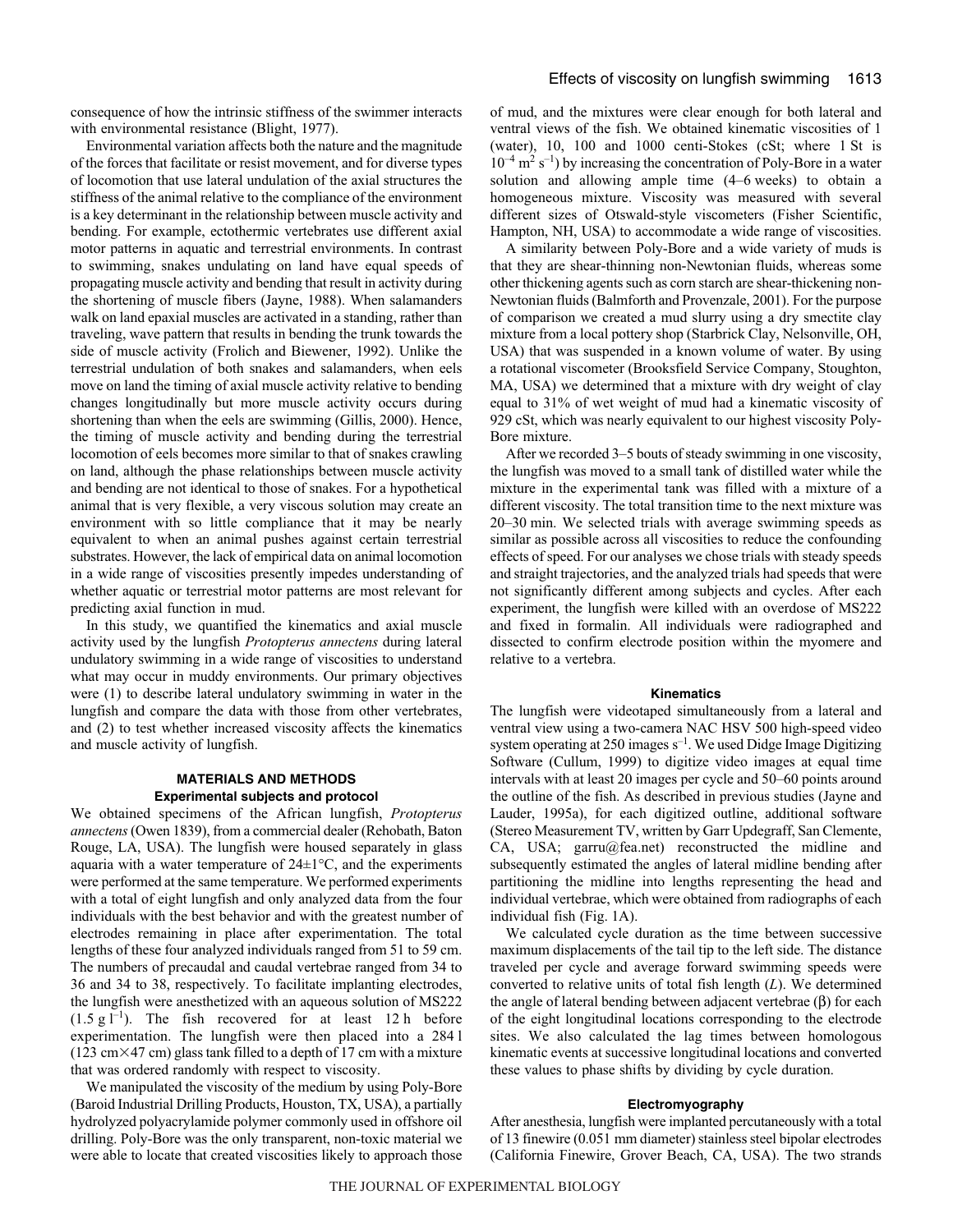consequence of how the intrinsic stiffness of the swimmer interacts with environmental resistance (Blight, 1977).

Environmental variation affects both the nature and the magnitude of the forces that facilitate or resist movement, and for diverse types of locomotion that use lateral undulation of the axial structures the stiffness of the animal relative to the compliance of the environment is a key determinant in the relationship between muscle activity and bending. For example, ectothermic vertebrates use different axial motor patterns in aquatic and terrestrial environments. In contrast to swimming, snakes undulating on land have equal speeds of propagating muscle activity and bending that result in activity during the shortening of muscle fibers (Jayne, 1988). When salamanders walk on land epaxial muscles are activated in a standing, rather than traveling, wave pattern that results in bending the trunk towards the side of muscle activity (Frolich and Biewener, 1992). Unlike the terrestrial undulation of both snakes and salamanders, when eels move on land the timing of axial muscle activity relative to bending changes longitudinally but more muscle activity occurs during shortening than when the eels are swimming (Gillis, 2000). Hence, the timing of muscle activity and bending during the terrestrial locomotion of eels becomes more similar to that of snakes crawling on land, although the phase relationships between muscle activity and bending are not identical to those of snakes. For a hypothetical animal that is very flexible, a very viscous solution may create an environment with so little compliance that it may be nearly equivalent to when an animal pushes against certain terrestrial substrates. However, the lack of empirical data on animal locomotion in a wide range of viscosities presently impedes understanding of whether aquatic or terrestrial motor patterns are most relevant for predicting axial function in mud.

In this study, we quantified the kinematics and axial muscle activity used by the lungfish *Protopterus annectens* during lateral undulatory swimming in a wide range of viscosities to understand what may occur in muddy environments. Our primary objectives were (1) to describe lateral undulatory swimming in water in the lungfish and compare the data with those from other vertebrates, and (2) to test whether increased viscosity affects the kinematics and muscle activity of lungfish.

## MATERIALS AND METHODS

### Experimental subjects and protocol

We obtained specimens of the African lungfish, *Protopterus annectens* (Owen 1839), from a commercial dealer (Rehobath, Baton Rouge, LA, USA). The lungfish were housed separately in glass aquaria with a water temperature of 24±1°C, and the experiments were performed at the same temperature. We performed experiments with a total of eight lungfish and only analyzed data from the four individuals with the best behavior and with the greatest number of electrodes remaining in place after experimentation. The total lengths of these four analyzed individuals ranged from 51 to 59 cm. The numbers of precaudal and caudal vertebrae ranged from 34 to 36 and 34 to 38, respectively. To facilitate implanting electrodes, the lungfish were anesthetized with an aqueous solution of MS222 ($1.5\ g\ l^{-1}$). The fish recovered for at least 12 h before experimentation. The lungfish were then placed into a 284 l (123 cm×47 cm) glass tank filled to a depth of 17 cm with a mixture that was ordered randomly with respect to viscosity.

We manipulated the viscosity of the medium by using Poly-Bore (Baroid Industrial Drilling Products, Houston, TX, USA), a partially hydrolyzed polyacrylamide polymer commonly used in offshore oil drilling. Poly-Bore was the only transparent, non-toxic material we were able to locate that created viscosities likely to approach those of mud, and the mixtures were clear enough for both lateral and ventral views of the fish. We obtained kinematic viscosities of 1 (water), 10, 100 and 1000 centi-Stokes (cSt; where 1 St is $10^{-4}\ m^2\ s^{-1}$) by increasing the concentration of Poly-Bore in a water solution and allowing ample time (4–6 weeks) to obtain a homogeneous mixture. Viscosity was measured with several different sizes of Otswald-style viscometers (Fisher Scientific, Hampton, NH, USA) to accommodate a wide range of viscosities.

A similarity between Poly-Bore and a wide variety of muds is that they are shear-thinning non-Newtonian fluids, whereas some other thickening agents such as corn starch are shear-thickening non-Newtonian fluids (Balmforth and Provenzale, 2001). For the purpose of comparison we created a mud slurry using a dry smectite clay mixture from a local pottery shop (Starbrick Clay, Nelsonville, OH, USA) that was suspended in a known volume of water. By using a rotational viscometer (Brooksfield Service Company, Stoughton, MA, USA) we determined that a mixture with dry weight of clay equal to 31% of wet weight of mud had a kinematic viscosity of 929 cSt, which was nearly equivalent to our highest viscosity Poly-Bore mixture.

After we recorded 3–5 bouts of steady swimming in one viscosity, the lungfish was moved to a small tank of distilled water while the mixture in the experimental tank was filled with a mixture of a different viscosity. The total transition time to the next mixture was 20–30 min. We selected trials with average swimming speeds as similar as possible across all viscosities to reduce the confounding effects of speed. For our analyses we chose trials with steady speeds and straight trajectories, and the analyzed trials had speeds that were not significantly different among subjects and cycles. After each experiment, the lungfish were killed with an overdose of MS222 and fixed in formalin. All individuals were radiographed and dissected to confirm electrode position within the myomere and relative to a vertebra.

### Kinematics

The lungfish were videotaped simultaneously from a lateral and ventral view using a two-camera NAC HSV 500 high-speed video system operating at 250 images $s^{-1}$. We used Didge Image Digitizing Software (Cullum, 1999) to digitize video images at equal time intervals with at least 20 images per cycle and 50–60 points around the outline of the fish. As described in previous studies (Jayne and Lauder, 1995a), for each digitized outline, additional software (Stereo Measurement TV, written by Garr Updegraff, San Clemente, CA, USA; garru@fea.net) reconstructed the midline and subsequently estimated the angles of lateral midline bending after partitioning the midline into lengths representing the head and individual vertebrae, which were obtained from radiographs of each individual fish (Fig. 1A).

We calculated cycle duration as the time between successive maximum displacements of the tail tip to the left side. The distance traveled per cycle and average forward swimming speeds were converted to relative units of total fish length ($L$). We determined the angle of lateral bending between adjacent vertebrae ($\beta$) for each of the eight longitudinal locations corresponding to the electrode sites. We also calculated the lag times between homologous kinematic events at successive longitudinal locations and converted these values to phase shifts by dividing by cycle duration.

### Electromyography

After anesthesia, lungfish were implanted percutaneously with a total of 13 finewire (0.051 mm diameter) stainless steel bipolar electrodes (California Finewire, Grover Beach, CA, USA). The two strands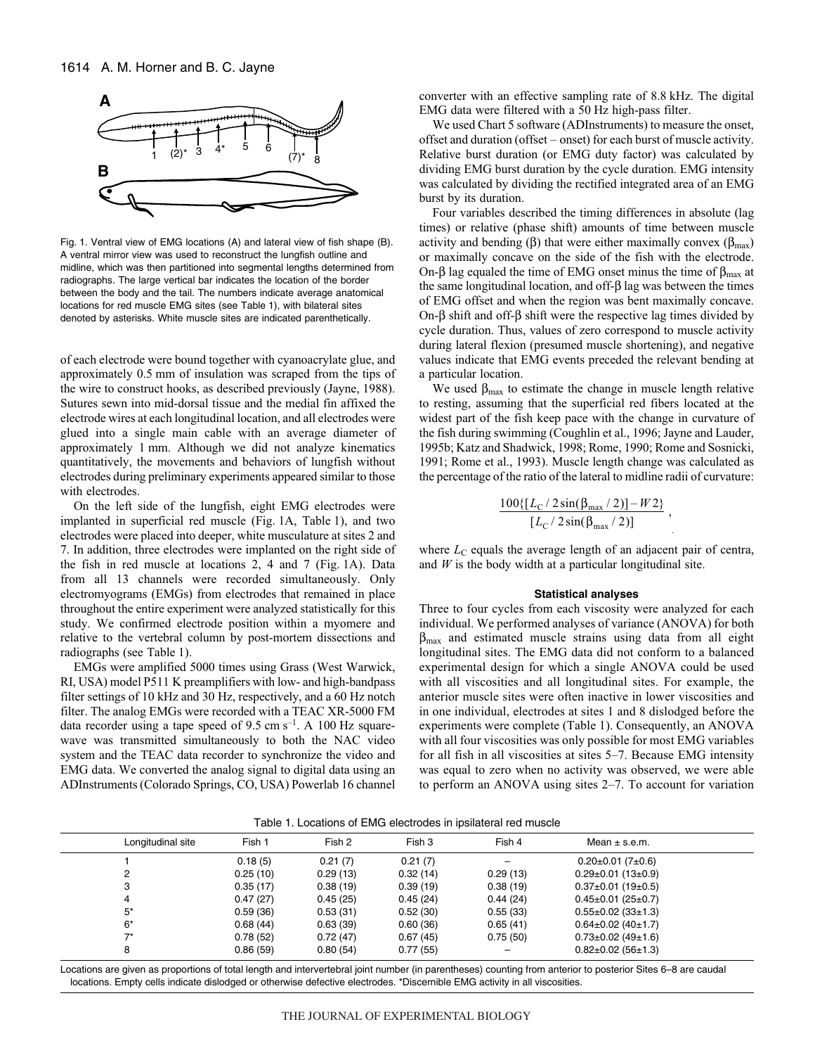Fig. 1. Ventral view of EMG locations (A) and lateral view of fish shape (B). A ventral mirror view was used to reconstruct the lungfish outline and midline, which was then partitioned into segmental lengths determined from radiographs. The large vertical bar indicates the location of the border between the body and the tail. The numbers indicate average anatomical locations for red muscle EMG sites (see Table 1), with bilateral sites denoted by asterisks. White muscle sites are indicated parenthetically.

of each electrode were bound together with cyanoacrylate glue, and approximately 0.5 mm of insulation was scraped from the tips of the wire to construct hooks, as described previously (Jayne, 1988). Sutures sewn into mid-dorsal tissue and the medial fin affixed the electrode wires at each longitudinal location, and all electrodes were glued into a single main cable with an average diameter of approximately 1 mm. Although we did not analyze kinematics quantitatively, the movements and behaviors of lungfish without electrodes during preliminary experiments appeared similar to those with electrodes.

On the left side of the lungfish, eight EMG electrodes were implanted in superficial red muscle (Fig. 1A, Table 1), and two electrodes were placed into deeper, white musculature at sites 2 and 7. In addition, three electrodes were implanted on the right side of the fish in red muscle at locations 2, 4 and 7 (Fig. 1A). Data from all 13 channels were recorded simultaneously. Only electromyograms (EMGs) from electrodes that remained in place throughout the entire experiment were analyzed statistically for this study. We confirmed electrode position within a myomere and relative to the vertebral column by post-mortem dissections and radiographs (see Table 1).

EMGs were amplified 5000 times using Grass (West Warwick, RI, USA) model P511 K preamplifiers with low- and high-bandpass filter settings of 10 kHz and 30 Hz, respectively, and a 60 Hz notch filter. The analog EMGs were recorded with a TEAC XR-5000 FM data recorder using a tape speed of 9.5 cm $s^{-1}$. A 100 Hz square-wave was transmitted simultaneously to both the NAC video system and the TEAC data recorder to synchronize the video and EMG data. We converted the analog signal to digital data using an ADInstruments (Colorado Springs, CO, USA) Powerlab 16 channel converter with an effective sampling rate of 8.8 kHz. The digital EMG data were filtered with a 50 Hz high-pass filter.

We used Chart 5 software (ADInstruments) to measure the onset, offset and duration (offset – onset) for each burst of muscle activity. Relative burst duration (or EMG duty factor) was calculated by dividing EMG burst duration by the cycle duration. EMG intensity was calculated by dividing the rectified integrated area of an EMG burst by its duration.

Four variables described the timing differences in absolute (lag times) or relative (phase shift) amounts of time between muscle activity and bending ($\beta$) that were either maximally convex ($\beta_{max}$) or maximally concave on the side of the fish with the electrode. On-$\beta$ lag equaled the time of EMG onset minus the time of $\beta_{max}$ at the same longitudinal location, and off-$\beta$ lag was between the times of EMG offset and when the region was bent maximally concave. On-$\beta$ shift and off-$\beta$ shift were the respective lag times divided by cycle duration. Thus, values of zero correspond to muscle activity during lateral flexion (presumed muscle shortening), and negative values indicate that EMG events preceded the relevant bending at a particular location.

We used $\beta_{max}$ to estimate the change in muscle length relative to resting, assuming that the superficial red fibers located at the widest part of the fish keep pace with the change in curvature of the fish during swimming (Coughlin et al., 1996; Jayne and Lauder, 1995b; Katz and Shadwick, 1998; Rome, 1990; Rome and Sosnicki, 1991; Rome et al., 1993). Muscle length change was calculated as the percentage of the ratio of the lateral to midline radii of curvature:

$$\frac{100\{[L_C / 2\sin(\beta_{max} / 2)] - W2\}}{[L_C / 2\sin(\beta_{max} / 2)]}\,,$$

where $L_C$ equals the average length of an adjacent pair of centra, and $W$ is the body width at a particular longitudinal site.

### Statistical analyses

Three to four cycles from each viscosity were analyzed for each individual. We performed analyses of variance (ANOVA) for both $\beta_{max}$ and estimated muscle strains using data from all eight longitudinal sites. The EMG data did not conform to a balanced experimental design for which a single ANOVA could be used with all viscosities and all longitudinal sites. For example, the anterior muscle sites were often inactive in lower viscosities and in one individual, electrodes at sites 1 and 8 dislodged before the experiments were complete (Table 1). Consequently, an ANOVA with all four viscosities was only possible for most EMG variables for all fish in all viscosities at sites 5–7. Because EMG intensity was equal to zero when no activity was observed, we were able to perform an ANOVA using sites 2–7. To account for variation

Table 1. Locations of EMG electrodes in ipsilateral red muscle

| Longitudinal site | Fish 1 | Fish 2 | Fish 3 | Fish 4 | Mean ± s.e.m. |
|---|---|---|---|---|---|
| 1 | 0.18 (5) | 0.21 (7) | 0.21 (7) | – | 0.20±0.01 (7±0.6) |
| 2 | 0.25 (10) | 0.29 (13) | 0.32 (14) | 0.29 (13) | 0.29±0.01 (13±0.9) |
| 3 | 0.35 (17) | 0.38 (19) | 0.39 (19) | 0.38 (19) | 0.37±0.01 (19±0.5) |
| 4 | 0.47 (27) | 0.45 (25) | 0.45 (24) | 0.44 (24) | 0.45±0.01 (25±0.7) |
| 5* | 0.59 (36) | 0.53 (31) | 0.52 (30) | 0.55 (33) | 0.55±0.02 (33±1.3) |
| 6* | 0.68 (44) | 0.63 (39) | 0.60 (36) | 0.65 (41) | 0.64±0.02 (40±1.7) |
| 7* | 0.78 (52) | 0.72 (47) | 0.67 (45) | 0.75 (50) | 0.73±0.02 (49±1.6) |
| 8 | 0.86 (59) | 0.80 (54) | 0.77 (55) | – | 0.82±0.02 (56±1.3) |

Locations are given as proportions of total length and intervertebral joint number (in parentheses) counting from anterior to posterior Sites 6–8 are caudal locations. Empty cells indicate dislodged or otherwise defective electrodes. *Discernible EMG activity in all viscosities.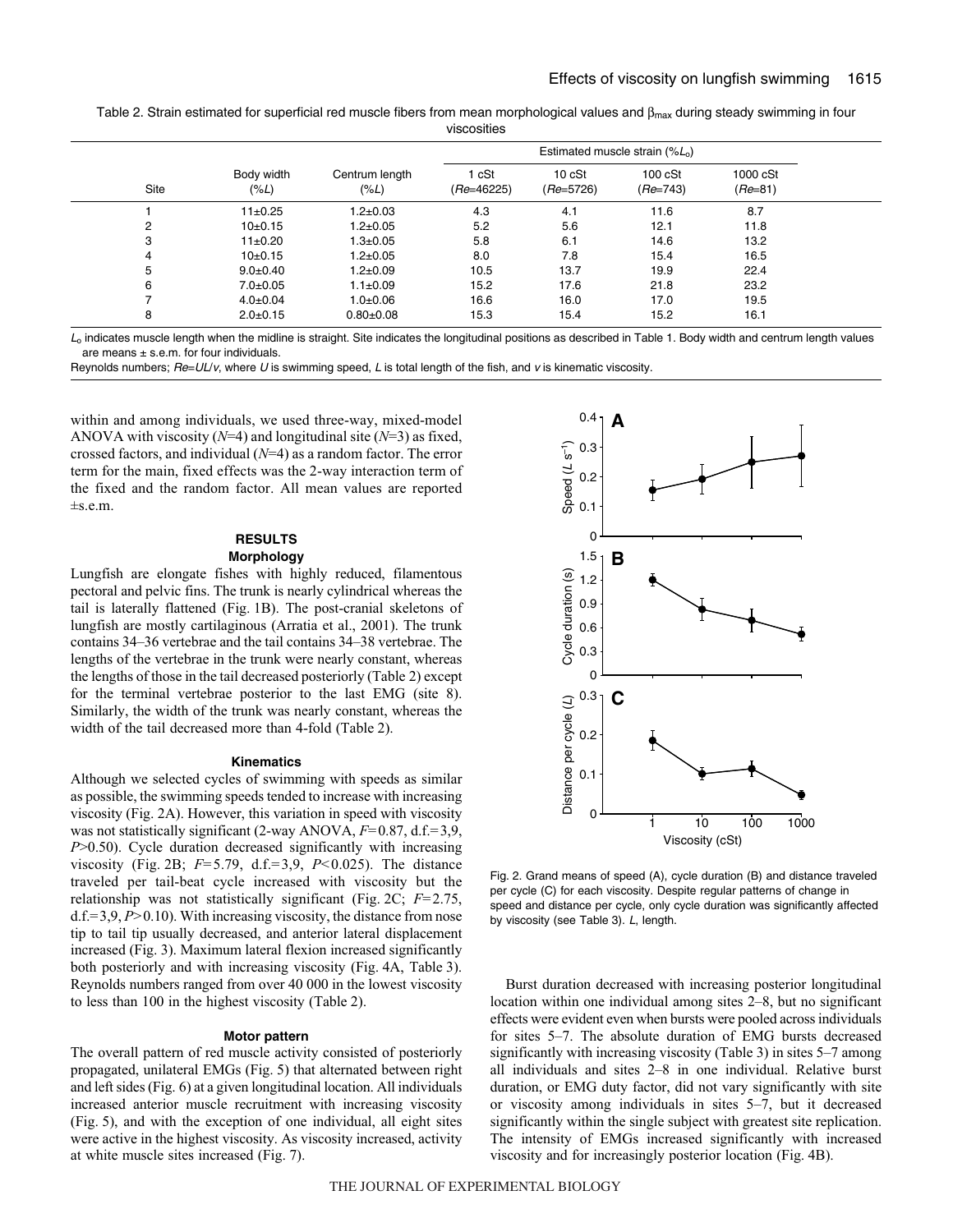Table 2. Strain estimated for superficial red muscle fibers from mean morphological values and $\beta_{max}$ during steady swimming in four viscosities

| Site | Body width (%$L$) | Centrum length (%$L$) | Estimated muscle strain (%$L_o$) | | | |
|---|---|---|---|---|---|---|
| | | | 1 cSt ($Re$=46225) | 10 cSt ($Re$=5726) | 100 cSt ($Re$=743) | 1000 cSt ($Re$=81) |
| 1 | 11±0.25 | 1.2±0.03 | 4.3 | 4.1 | 11.6 | 8.7 |
| 2 | 10±0.15 | 1.2±0.05 | 5.2 | 5.6 | 12.1 | 11.8 |
| 3 | 11±0.20 | 1.3±0.05 | 5.8 | 6.1 | 14.6 | 13.2 |
| 4 | 10±0.15 | 1.2±0.05 | 8.0 | 7.8 | 15.4 | 16.5 |
| 5 | 9.0±0.40 | 1.2±0.09 | 10.5 | 13.7 | 19.9 | 22.4 |
| 6 | 7.0±0.05 | 1.1±0.09 | 15.2 | 17.6 | 21.8 | 23.2 |
| 7 | 4.0±0.04 | 1.0±0.06 | 16.6 | 16.0 | 17.0 | 19.5 |
| 8 | 2.0±0.15 | 0.80±0.08 | 15.3 | 15.4 | 15.2 | 16.1 |

$L_o$ indicates muscle length when the midline is straight. Site indicates the longitudinal positions as described in Table 1. Body width and centrum length values are means ± s.e.m. for four individuals.

Reynolds numbers; $Re=UL/v$, where $U$ is swimming speed, $L$ is total length of the fish, and $v$ is kinematic viscosity.

within and among individuals, we used three-way, mixed-model ANOVA with viscosity ($N$=4) and longitudinal site ($N$=3) as fixed, crossed factors, and individual ($N$=4) as a random factor. The error term for the main, fixed effects was the 2-way interaction term of the fixed and the random factor. All mean values are reported ±s.e.m.

## RESULTS

### Morphology

Lungfish are elongate fishes with highly reduced, filamentous pectoral and pelvic fins. The trunk is nearly cylindrical whereas the tail is laterally flattened (Fig. 1B). The post-cranial skeletons of lungfish are mostly cartilaginous (Arratia et al., 2001). The trunk contains 34–36 vertebrae and the tail contains 34–38 vertebrae. The lengths of the vertebrae in the trunk were nearly constant, whereas the lengths of those in the tail decreased posteriorly (Table 2) except for the terminal vertebrae posterior to the last EMG (site 8). Similarly, the width of the trunk was nearly constant, whereas the width of the tail decreased more than 4-fold (Table 2).

### Kinematics

Although we selected cycles of swimming with speeds as similar as possible, the swimming speeds tended to increase with increasing viscosity (Fig. 2A). However, this variation in speed with viscosity was not statistically significant (2-way ANOVA, $F$=0.87, d.f.=3,9, $P$>0.50). Cycle duration decreased significantly with increasing viscosity (Fig. 2B; $F$=5.79, d.f.=3,9, $P$<0.025). The distance traveled per tail-beat cycle increased with viscosity but the relationship was not statistically significant (Fig. 2C; $F$=2.75, d.f.=3,9, $P$>0.10). With increasing viscosity, the distance from nose tip to tail tip usually decreased, and anterior lateral displacement increased (Fig. 3). Maximum lateral flexion increased significantly both posteriorly and with increasing viscosity (Fig. 4A, Table 3). Reynolds numbers ranged from over 40 000 in the lowest viscosity to less than 100 in the highest viscosity (Table 2).

### Motor pattern

The overall pattern of red muscle activity consisted of posteriorly propagated, unilateral EMGs (Fig. 5) that alternated between right and left sides (Fig. 6) at a given longitudinal location. All individuals increased anterior muscle recruitment with increasing viscosity (Fig. 5), and with the exception of one individual, all eight sites were active in the highest viscosity. As viscosity increased, activity at white muscle sites increased (Fig. 7).

Fig. 2. Grand means of speed (A), cycle duration (B) and distance traveled per cycle (C) for each viscosity. Despite regular patterns of change in speed and distance per cycle, only cycle duration was significantly affected by viscosity (see Table 3). $L$, length.

Burst duration decreased with increasing posterior longitudinal location within one individual among sites 2–8, but no significant effects were evident even when bursts were pooled across individuals for sites 5–7. The absolute duration of EMG bursts decreased significantly with increasing viscosity (Table 3) in sites 5–7 among all individuals and sites 2–8 in one individual. Relative burst duration, or EMG duty factor, did not vary significantly with site or viscosity among individuals in sites 5–7, but it decreased significantly within the single subject with greatest site replication. The intensity of EMGs increased significantly with increased viscosity and for increasingly posterior location (Fig. 4B).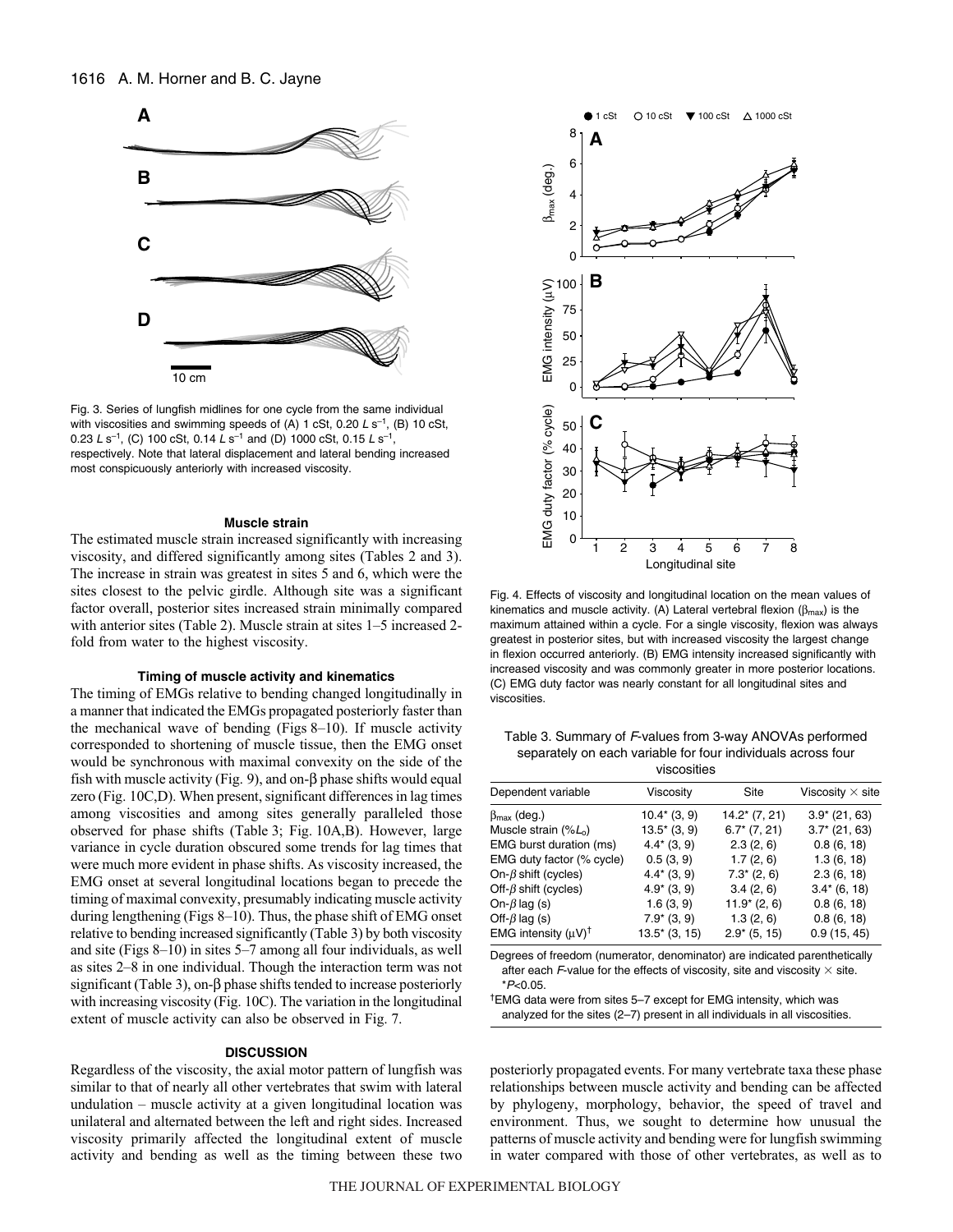Fig. 3. Series of lungfish midlines for one cycle from the same individual with viscosities and swimming speeds of (A) 1 cSt, 0.20 $L$ s$^{-1}$, (B) 10 cSt, 0.23 $L$ s$^{-1}$, (C) 100 cSt, 0.14 $L$ s$^{-1}$ and (D) 1000 cSt, 0.15 $L$ s$^{-1}$, respectively. Note that lateral displacement and lateral bending increased most conspicuously anteriorly with increased viscosity.

#### Muscle strain

The estimated muscle strain increased significantly with increasing viscosity, and differed significantly among sites (Tables 2 and 3). The increase in strain was greatest in sites 5 and 6, which were the sites closest to the pelvic girdle. Although site was a significant factor overall, posterior sites increased strain minimally compared with anterior sites (Table 2). Muscle strain at sites 1–5 increased 2-fold from water to the highest viscosity.

#### Timing of muscle activity and kinematics

The timing of EMGs relative to bending changed longitudinally in a manner that indicated the EMGs propagated posteriorly faster than the mechanical wave of bending (Figs 8–10). If muscle activity corresponded to shortening of muscle tissue, then the EMG onset would be synchronous with maximal convexity on the side of the fish with muscle activity (Fig. 9), and on-β phase shifts would equal zero (Fig. 10C,D). When present, significant differences in lag times among viscosities and among sites generally paralleled those observed for phase shifts (Table 3; Fig. 10A,B). However, large variance in cycle duration obscured some trends for lag times that were much more evident in phase shifts. As viscosity increased, the EMG onset at several longitudinal locations began to precede the timing of maximal convexity, presumably indicating muscle activity during lengthening (Figs 8–10). Thus, the phase shift of EMG onset relative to bending increased significantly (Table 3) by both viscosity and site (Figs 8–10) in sites 5–7 among all four individuals, as well as sites 2–8 in one individual. Though the interaction term was not significant (Table 3), on-β phase shifts tended to increase posteriorly with increasing viscosity (Fig. 10C). The variation in the longitudinal extent of muscle activity can also be observed in Fig. 7.

Fig. 4. Effects of viscosity and longitudinal location on the mean values of kinematics and muscle activity. (A) Lateral vertebral flexion ($\beta_{max}$) is the maximum attained within a cycle. For a single viscosity, flexion was always greatest in posterior sites, but with increased viscosity the largest change in flexion occurred anteriorly. (B) EMG intensity increased significantly with increased viscosity and was commonly greater in more posterior locations. (C) EMG duty factor was nearly constant for all longitudinal sites and viscosities.

Table 3. Summary of *F*-values from 3-way ANOVAs performed separately on each variable for four individuals across four viscosities

| Dependent variable | Viscosity | Site | Viscosity × site |
|---|---|---|---|
| $\beta_{max}$ (deg.) | 10.4* (3, 9) | 14.2* (7, 21) | 3.9* (21, 63) |
| Muscle strain (%$L_o$) | 13.5* (3, 9) | 6.7* (7, 21) | 3.7* (21, 63) |
| EMG burst duration (ms) | 4.4* (3, 9) | 2.3 (2, 6) | 0.8 (6, 18) |
| EMG duty factor (% cycle) | 0.5 (3, 9) | 1.7 (2, 6) | 1.3 (6, 18) |
| On-β shift (cycles) | 4.4* (3, 9) | 7.3* (2, 6) | 2.3 (6, 18) |
| Off-β shift (cycles) | 4.9* (3, 9) | 3.4 (2, 6) | 3.4* (6, 18) |
| On-β lag (s) | 1.6 (3, 9) | 11.9* (2, 6) | 0.8 (6, 18) |
| Off-β lag (s) | 7.9* (3, 9) | 1.3 (2, 6) | 0.8 (6, 18) |
| EMG intensity (μV)[†] | 13.5* (3, 15) | 2.9* (5, 15) | 0.9 (15, 45) |

Degrees of freedom (numerator, denominator) are indicated parenthetically after each *F*-value for the effects of viscosity, site and viscosity × site.
*$P<0.05$.
[†]EMG data were from sites 5–7 except for EMG intensity, which was analyzed for the sites (2–7) present in all individuals in all viscosities.

## DISCUSSION

Regardless of the viscosity, the axial motor pattern of lungfish was similar to that of nearly all other vertebrates that swim with lateral undulation – muscle activity at a given longitudinal location was unilateral and alternated between the left and right sides. Increased viscosity primarily affected the longitudinal extent of muscle activity and bending as well as the timing between these two posteriorly propagated events. For many vertebrate taxa these phase relationships between muscle activity and bending can be affected by phylogeny, morphology, behavior, the speed of travel and environment. Thus, we sought to determine how unusual the patterns of muscle activity and bending were for lungfish swimming in water compared with those of other vertebrates, as well as to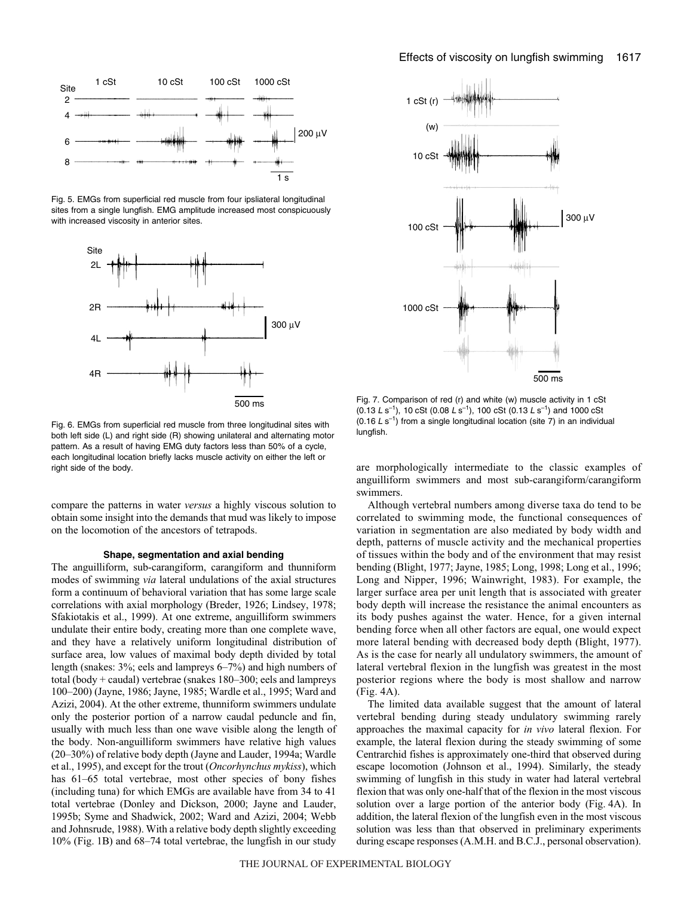Fig. 5. EMGs from superficial red muscle from four ipsliateral longitudinal sites from a single lungfish. EMG amplitude increased most conspicuously with increased viscosity in anterior sites.

Fig. 6. EMGs from superficial red muscle from three longitudinal sites with both left side (L) and right side (R) showing unilateral and alternating motor pattern. As a result of having EMG duty factors less than 50% of a cycle, each longitudinal location briefly lacks muscle activity on either the left or right side of the body.

compare the patterns in water *versus* a highly viscous solution to obtain some insight into the demands that mud was likely to impose on the locomotion of the ancestors of tetrapods.

### Shape, segmentation and axial bending

The anguilliform, sub-carangiform, carangiform and thunniform modes of swimming *via* lateral undulations of the axial structures form a continuum of behavioral variation that has some large scale correlations with axial morphology (Breder, 1926; Lindsey, 1978; Sfakiotakis et al., 1999). At one extreme, anguilliform swimmers undulate their entire body, creating more than one complete wave, and they have a relatively uniform longitudinal distribution of surface area, low values of maximal body depth divided by total length (snakes: 3%; eels and lampreys 6–7%) and high numbers of total (body + caudal) vertebrae (snakes 180–300; eels and lampreys 100–200) (Jayne, 1986; Jayne, 1985; Wardle et al., 1995; Ward and Azizi, 2004). At the other extreme, thunniform swimmers undulate only the posterior portion of a narrow caudal peduncle and fin, usually with much less than one wave visible along the length of the body. Non-anguilliform swimmers have relative high values (20–30%) of relative body depth (Jayne and Lauder, 1994a; Wardle et al., 1995), and except for the trout (*Oncorhynchus mykiss*), which has 61–65 total vertebrae, most other species of bony fishes (including tuna) for which EMGs are available have from 34 to 41 total vertebrae (Donley and Dickson, 2000; Jayne and Lauder, 1995b; Syme and Shadwick, 2002; Ward and Azizi, 2004; Webb and Johnsrude, 1988). With a relative body depth slightly exceeding 10% (Fig. 1B) and 68–74 total vertebrae, the lungfish in our study are morphologically intermediate to the classic examples of anguilliform swimmers and most sub-carangiform/carangiform swimmers.

Fig. 7. Comparison of red (r) and white (w) muscle activity in 1 cSt (0.13 $L$ s$^{-1}$), 10 cSt (0.08 $L$ s$^{-1}$), 100 cSt (0.13 $L$ s$^{-1}$) and 1000 cSt (0.16 $L$ s$^{-1}$) from a single longitudinal location (site 7) in an individual lungfish.

Although vertebral numbers among diverse taxa do tend to be correlated to swimming mode, the functional consequences of variation in segmentation are also mediated by body width and depth, patterns of muscle activity and the mechanical properties of tissues within the body and of the environment that may resist bending (Blight, 1977; Jayne, 1985; Long, 1998; Long et al., 1996; Long and Nipper, 1996; Wainwright, 1983). For example, the larger surface area per unit length that is associated with greater body depth will increase the resistance the animal encounters as its body pushes against the water. Hence, for a given internal bending force when all other factors are equal, one would expect more lateral bending with decreased body depth (Blight, 1977). As is the case for nearly all undulatory swimmers, the amount of lateral vertebral flexion in the lungfish was greatest in the most posterior regions where the body is most shallow and narrow (Fig. 4A).

The limited data available suggest that the amount of lateral vertebral bending during steady undulatory swimming rarely approaches the maximal capacity for *in vivo* lateral flexion. For example, the lateral flexion during the steady swimming of some Centrarchid fishes is approximately one-third that observed during escape locomotion (Johnson et al., 1994). Similarly, the steady swimming of lungfish in this study in water had lateral vertebral flexion that was only one-half that of the flexion in the most viscous solution over a large portion of the anterior body (Fig. 4A). In addition, the lateral flexion of the lungfish even in the most viscous solution was less than that observed in preliminary experiments during escape responses (A.M.H. and B.C.J., personal observation).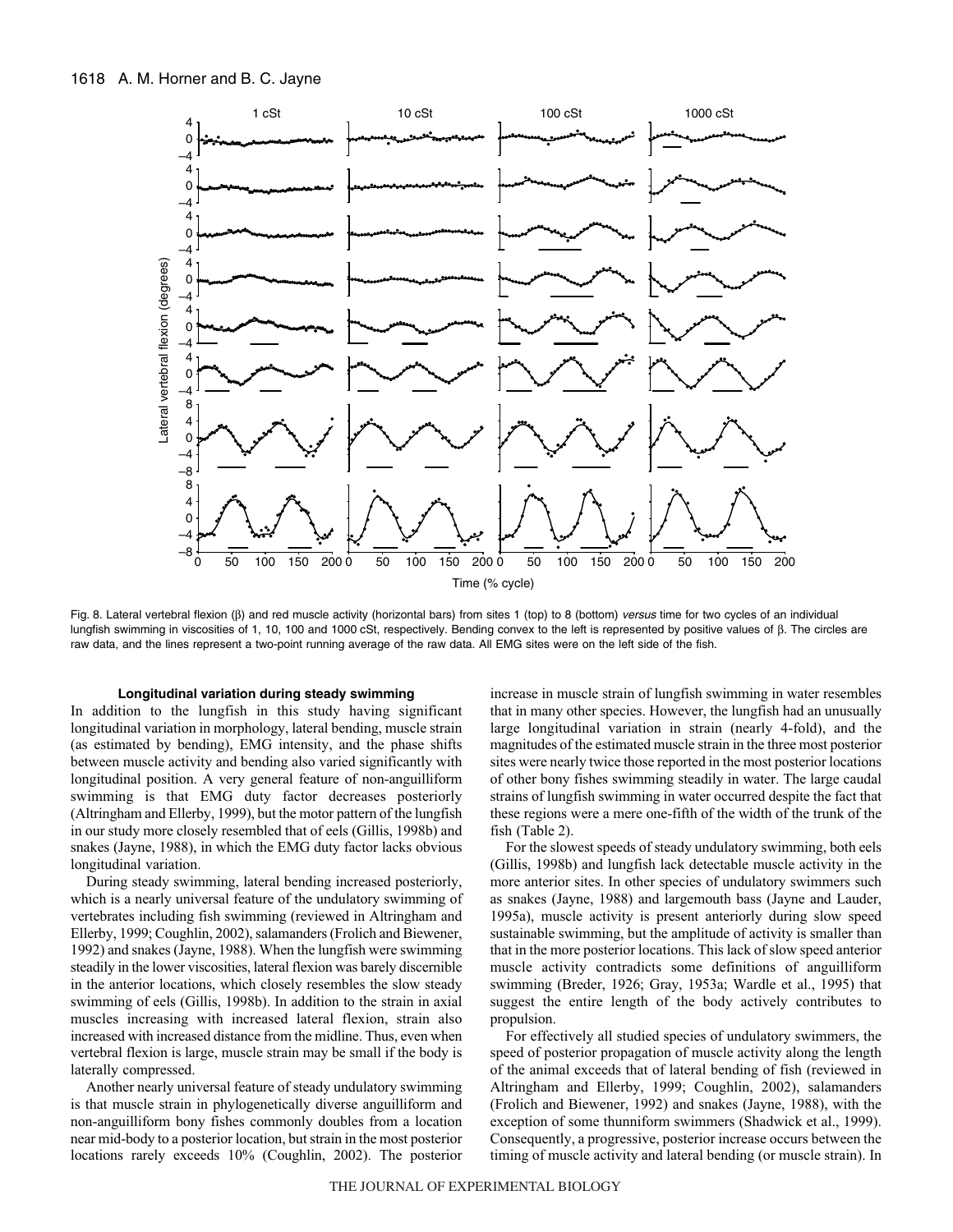Fig. 8. Lateral vertebral flexion (β) and red muscle activity (horizontal bars) from sites 1 (top) to 8 (bottom) *versus* time for two cycles of an individual lungfish swimming in viscosities of 1, 10, 100 and 1000 cSt, respectively. Bending convex to the left is represented by positive values of β. The circles are raw data, and the lines represent a two-point running average of the raw data. All EMG sites were on the left side of the fish.

#### Longitudinal variation during steady swimming

In addition to the lungfish in this study having significant longitudinal variation in morphology, lateral bending, muscle strain (as estimated by bending), EMG intensity, and the phase shifts between muscle activity and bending also varied significantly with longitudinal position. A very general feature of non-anguilliform swimming is that EMG duty factor decreases posteriorly (Altringham and Ellerby, 1999), but the motor pattern of the lungfish in our study more closely resembled that of eels (Gillis, 1998b) and snakes (Jayne, 1988), in which the EMG duty factor lacks obvious longitudinal variation.

During steady swimming, lateral bending increased posteriorly, which is a nearly universal feature of the undulatory swimming of vertebrates including fish swimming (reviewed in Altringham and Ellerby, 1999; Coughlin, 2002), salamanders (Frolich and Biewener, 1992) and snakes (Jayne, 1988). When the lungfish were swimming steadily in the lower viscosities, lateral flexion was barely discernible in the anterior locations, which closely resembles the slow steady swimming of eels (Gillis, 1998b). In addition to the strain in axial muscles increasing with increased lateral flexion, strain also increased with increased distance from the midline. Thus, even when vertebral flexion is large, muscle strain may be small if the body is laterally compressed.

Another nearly universal feature of steady undulatory swimming is that muscle strain in phylogenetically diverse anguilliform and non-anguilliform bony fishes commonly doubles from a location near mid-body to a posterior location, but strain in the most posterior locations rarely exceeds 10% (Coughlin, 2002). The posterior increase in muscle strain of lungfish swimming in water resembles that in many other species. However, the lungfish had an unusually large longitudinal variation in strain (nearly 4-fold), and the magnitudes of the estimated muscle strain in the three most posterior sites were nearly twice those reported in the most posterior locations of other bony fishes swimming steadily in water. The large caudal strains of lungfish swimming in water occurred despite the fact that these regions were a mere one-fifth of the width of the trunk of the fish (Table 2).

For the slowest speeds of steady undulatory swimming, both eels (Gillis, 1998b) and lungfish lack detectable muscle activity in the more anterior sites. In other species of undulatory swimmers such as snakes (Jayne, 1988) and largemouth bass (Jayne and Lauder, 1995a), muscle activity is present anteriorly during slow speed sustainable swimming, but the amplitude of activity is smaller than that in the more posterior locations. This lack of slow speed anterior muscle activity contradicts some definitions of anguilliform swimming (Breder, 1926; Gray, 1953a; Wardle et al., 1995) that suggest the entire length of the body actively contributes to propulsion.

For effectively all studied species of undulatory swimmers, the speed of posterior propagation of muscle activity along the length of the animal exceeds that of lateral bending of fish (reviewed in Altringham and Ellerby, 1999; Coughlin, 2002), salamanders (Frolich and Biewener, 1992) and snakes (Jayne, 1988), with the exception of some thunniform swimmers (Shadwick et al., 1999). Consequently, a progressive, posterior increase occurs between the timing of muscle activity and lateral bending (or muscle strain). In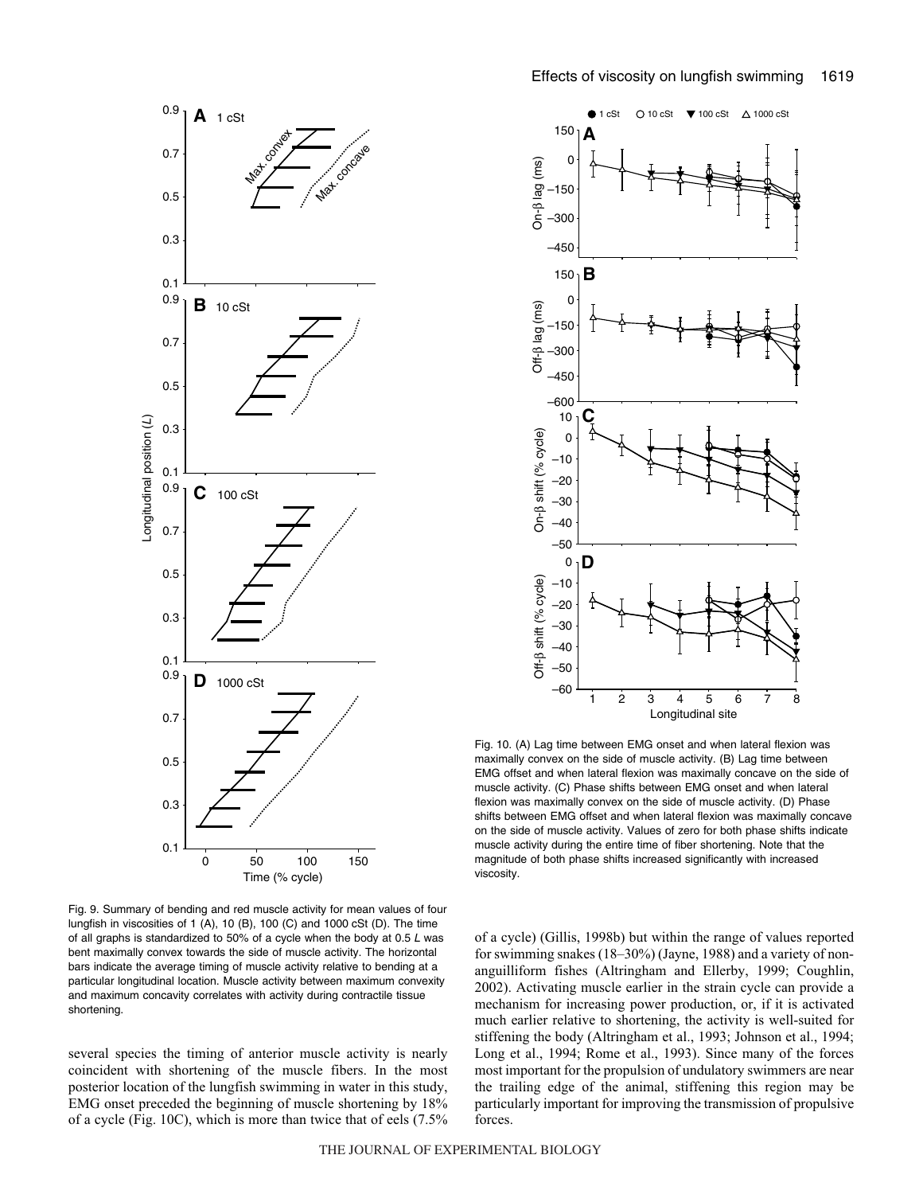Fig. 9. Summary of bending and red muscle activity for mean values of four lungfish in viscosities of 1 (A), 10 (B), 100 (C) and 1000 cSt (D). The time of all graphs is standardized to 50% of a cycle when the body at 0.5 *L* was bent maximally convex towards the side of muscle activity. The horizontal bars indicate the average timing of muscle activity relative to bending at a particular longitudinal location. Muscle activity between maximum convexity and maximum concavity correlates with activity during contractile tissue shortening.

Fig. 10. (A) Lag time between EMG onset and when lateral flexion was maximally convex on the side of muscle activity. (B) Lag time between EMG offset and when lateral flexion was maximally concave on the side of muscle activity. (C) Phase shifts between EMG onset and when lateral flexion was maximally convex on the side of muscle activity. (D) Phase shifts between EMG offset and when lateral flexion was maximally concave on the side of muscle activity. Values of zero for both phase shifts indicate muscle activity during the entire time of fiber shortening. Note that the magnitude of both phase shifts increased significantly with increased viscosity.

several species the timing of anterior muscle activity is nearly coincident with shortening of the muscle fibers. In the most posterior location of the lungfish swimming in water in this study, EMG onset preceded the beginning of muscle shortening by 18% of a cycle (Fig. 10C), which is more than twice that of eels (7.5% of a cycle) (Gillis, 1998b) but within the range of values reported for swimming snakes (18–30%) (Jayne, 1988) and a variety of non-anguilliform fishes (Altringham and Ellerby, 1999; Coughlin, 2002). Activating muscle earlier in the strain cycle can provide a mechanism for increasing power production, or, if it is activated much earlier relative to shortening, the activity is well-suited for stiffening the body (Altringham et al., 1993; Johnson et al., 1994; Long et al., 1994; Rome et al., 1993). Since many of the forces most important for the propulsion of undulatory swimmers are near the trailing edge of the animal, stiffening this region may be particularly important for improving the transmission of propulsive forces.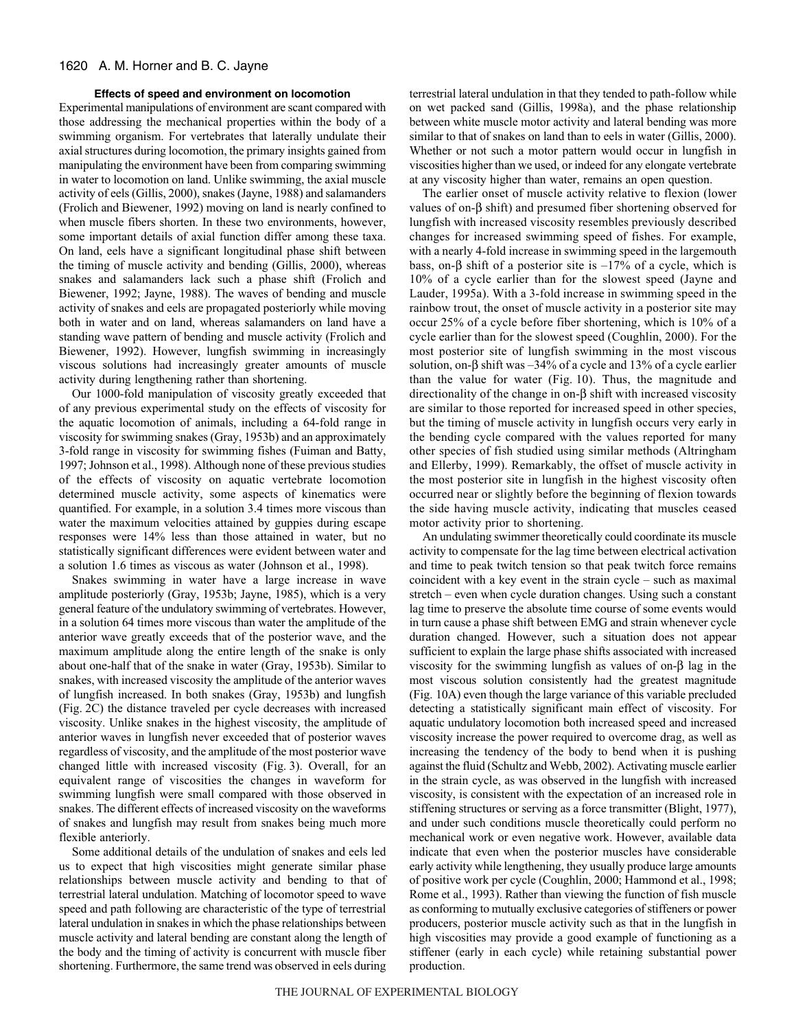### Effects of speed and environment on locomotion

Experimental manipulations of environment are scant compared with those addressing the mechanical properties within the body of a swimming organism. For vertebrates that laterally undulate their axial structures during locomotion, the primary insights gained from manipulating the environment have been from comparing swimming in water to locomotion on land. Unlike swimming, the axial muscle activity of eels (Gillis, 2000), snakes (Jayne, 1988) and salamanders (Frolich and Biewener, 1992) moving on land is nearly confined to when muscle fibers shorten. In these two environments, however, some important details of axial function differ among these taxa. On land, eels have a significant longitudinal phase shift between the timing of muscle activity and bending (Gillis, 2000), whereas snakes and salamanders lack such a phase shift (Frolich and Biewener, 1992; Jayne, 1988). The waves of bending and muscle activity of snakes and eels are propagated posteriorly while moving both in water and on land, whereas salamanders on land have a standing wave pattern of bending and muscle activity (Frolich and Biewener, 1992). However, lungfish swimming in increasingly viscous solutions had increasingly greater amounts of muscle activity during lengthening rather than shortening.

Our 1000-fold manipulation of viscosity greatly exceeded that of any previous experimental study on the effects of viscosity for the aquatic locomotion of animals, including a 64-fold range in viscosity for swimming snakes (Gray, 1953b) and an approximately 3-fold range in viscosity for swimming fishes (Fuiman and Batty, 1997; Johnson et al., 1998). Although none of these previous studies of the effects of viscosity on aquatic vertebrate locomotion determined muscle activity, some aspects of kinematics were quantified. For example, in a solution 3.4 times more viscous than water the maximum velocities attained by guppies during escape responses were 14% less than those attained in water, but no statistically significant differences were evident between water and a solution 1.6 times as viscous as water (Johnson et al., 1998).

Snakes swimming in water have a large increase in wave amplitude posteriorly (Gray, 1953b; Jayne, 1985), which is a very general feature of the undulatory swimming of vertebrates. However, in a solution 64 times more viscous than water the amplitude of the anterior wave greatly exceeds that of the posterior wave, and the maximum amplitude along the entire length of the snake is only about one-half that of the snake in water (Gray, 1953b). Similar to snakes, with increased viscosity the amplitude of the anterior waves of lungfish increased. In both snakes (Gray, 1953b) and lungfish (Fig. 2C) the distance traveled per cycle decreases with increased viscosity. Unlike snakes in the highest viscosity, the amplitude of anterior waves in lungfish never exceeded that of posterior waves regardless of viscosity, and the amplitude of the most posterior wave changed little with increased viscosity (Fig. 3). Overall, for an equivalent range of viscosities the changes in waveform for swimming lungfish were small compared with those observed in snakes. The different effects of increased viscosity on the waveforms of snakes and lungfish may result from snakes being much more flexible anteriorly.

Some additional details of the undulation of snakes and eels led us to expect that high viscosities might generate similar phase relationships between muscle activity and bending to that of terrestrial lateral undulation. Matching of locomotor speed to wave speed and path following are characteristic of the type of terrestrial lateral undulation in snakes in which the phase relationships between muscle activity and lateral bending are constant along the length of the body and the timing of activity is concurrent with muscle fiber shortening. Furthermore, the same trend was observed in eels during terrestrial lateral undulation in that they tended to path-follow while on wet packed sand (Gillis, 1998a), and the phase relationship between white muscle motor activity and lateral bending was more similar to that of snakes on land than to eels in water (Gillis, 2000). Whether or not such a motor pattern would occur in lungfish in viscosities higher than we used, or indeed for any elongate vertebrate at any viscosity higher than water, remains an open question.

The earlier onset of muscle activity relative to flexion (lower values of on-β shift) and presumed fiber shortening observed for lungfish with increased viscosity resembles previously described changes for increased swimming speed of fishes. For example, with a nearly 4-fold increase in swimming speed in the largemouth bass, on-β shift of a posterior site is –17% of a cycle, which is 10% of a cycle earlier than for the slowest speed (Jayne and Lauder, 1995a). With a 3-fold increase in swimming speed in the rainbow trout, the onset of muscle activity in a posterior site may occur 25% of a cycle before fiber shortening, which is 10% of a cycle earlier than for the slowest speed (Coughlin, 2000). For the most posterior site of lungfish swimming in the most viscous solution, on-β shift was –34% of a cycle and 13% of a cycle earlier than the value for water (Fig. 10). Thus, the magnitude and directionality of the change in on-β shift with increased viscosity are similar to those reported for increased speed in other species, but the timing of muscle activity in lungfish occurs very early in the bending cycle compared with the values reported for many other species of fish studied using similar methods (Altringham and Ellerby, 1999). Remarkably, the offset of muscle activity in the most posterior site in lungfish in the highest viscosity often occurred near or slightly before the beginning of flexion towards the side having muscle activity, indicating that muscles ceased motor activity prior to shortening.

An undulating swimmer theoretically could coordinate its muscle activity to compensate for the lag time between electrical activation and time to peak twitch tension so that peak twitch force remains coincident with a key event in the strain cycle – such as maximal stretch – even when cycle duration changes. Using such a constant lag time to preserve the absolute time course of some events would in turn cause a phase shift between EMG and strain whenever cycle duration changed. However, such a situation does not appear sufficient to explain the large phase shifts associated with increased viscosity for the swimming lungfish as values of on-β lag in the most viscous solution consistently had the greatest magnitude (Fig. 10A) even though the large variance of this variable precluded detecting a statistically significant main effect of viscosity. For aquatic undulatory locomotion both increased speed and increased viscosity increase the power required to overcome drag, as well as increasing the tendency of the body to bend when it is pushing against the fluid (Schultz and Webb, 2002). Activating muscle earlier in the strain cycle, as was observed in the lungfish with increased viscosity, is consistent with the expectation of an increased role in stiffening structures or serving as a force transmitter (Blight, 1977), and under such conditions muscle theoretically could perform no mechanical work or even negative work. However, available data indicate that even when the posterior muscles have considerable early activity while lengthening, they usually produce large amounts of positive work per cycle (Coughlin, 2000; Hammond et al., 1998; Rome et al., 1993). Rather than viewing the function of fish muscle as conforming to mutually exclusive categories of stiffeners or power producers, posterior muscle activity such as that in the lungfish in high viscosities may provide a good example of functioning as a stiffener (early in each cycle) while retaining substantial power production.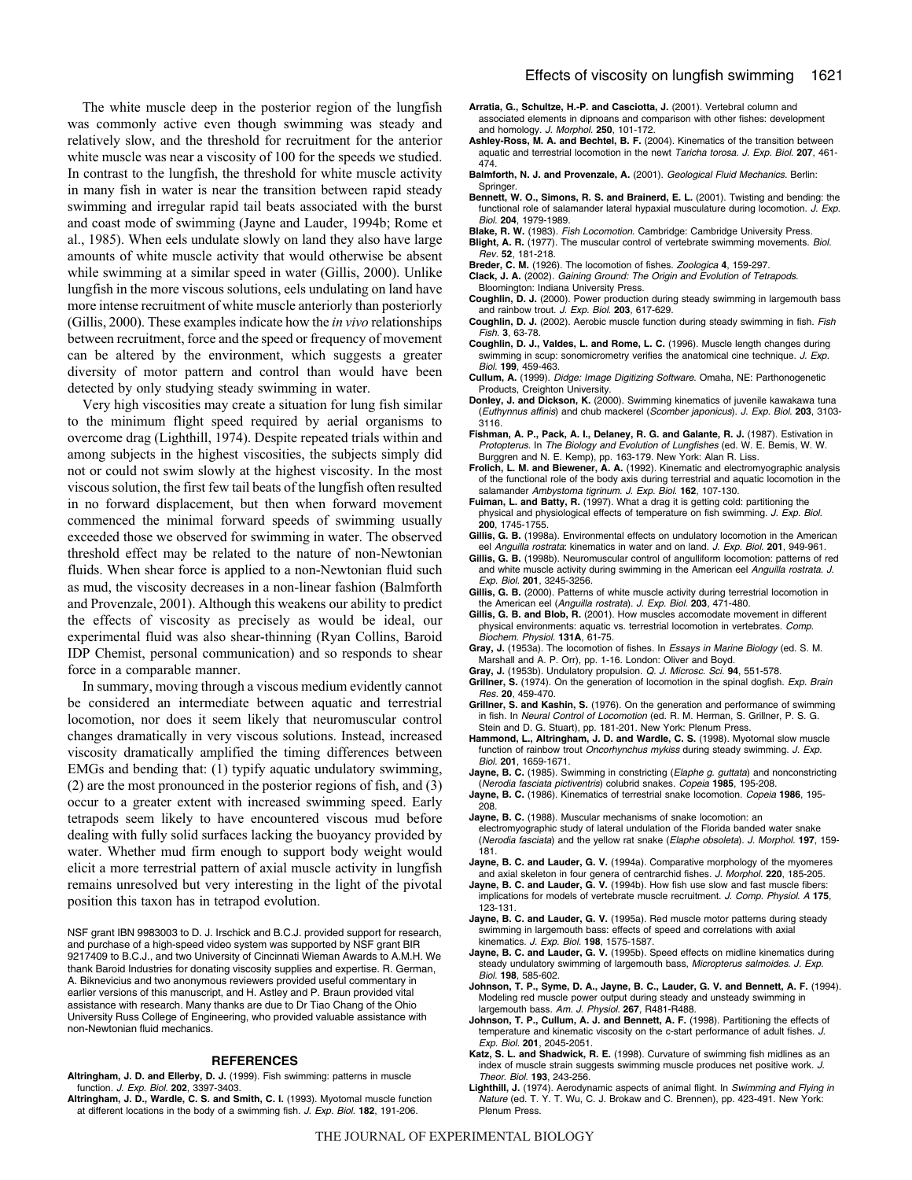The white muscle deep in the posterior region of the lungfish was commonly active even though swimming was steady and relatively slow, and the threshold for recruitment for the anterior white muscle was near a viscosity of 100 for the speeds we studied. In contrast to the lungfish, the threshold for white muscle activity in many fish in water is near the transition between rapid steady swimming and irregular rapid tail beats associated with the burst and coast mode of swimming (Jayne and Lauder, 1994b; Rome et al., 1985). When eels undulate slowly on land they also have large amounts of white muscle activity that would otherwise be absent while swimming at a similar speed in water (Gillis, 2000). Unlike lungfish in the more viscous solutions, eels undulating on land have more intense recruitment of white muscle anteriorly than posteriorly (Gillis, 2000). These examples indicate how the *in vivo* relationships between recruitment, force and the speed or frequency of movement can be altered by the environment, which suggests a greater diversity of motor pattern and control than would have been detected by only studying steady swimming in water.

Very high viscosities may create a situation for lung fish similar to the minimum flight speed required by aerial organisms to overcome drag (Lighthill, 1974). Despite repeated trials within and among subjects in the highest viscosities, the subjects simply did not or could not swim slowly at the highest viscosity. In the most viscous solution, the first few tail beats of the lungfish often resulted in no forward displacement, but then when forward movement commenced the minimal forward speeds of swimming usually exceeded those we observed for swimming in water. The observed threshold effect may be related to the nature of non-Newtonian fluids. When shear force is applied to a non-Newtonian fluid such as mud, the viscosity decreases in a non-linear fashion (Balmforth and Provenzale, 2001). Although this weakens our ability to predict the effects of viscosity as precisely as would be ideal, our experimental fluid was also shear-thinning (Ryan Collins, Baroid IDP Chemist, personal communication) and so responds to shear force in a comparable manner.

In summary, moving through a viscous medium evidently cannot be considered an intermediate between aquatic and terrestrial locomotion, nor does it seem likely that neuromuscular control changes dramatically in very viscous solutions. Instead, increased viscosity dramatically amplified the timing differences between EMGs and bending that: (1) typify aquatic undulatory swimming, (2) are the most pronounced in the posterior regions of fish, and (3) occur to a greater extent with increased swimming speed. Early tetrapods seem likely to have encountered viscous mud before dealing with fully solid surfaces lacking the buoyancy provided by water. Whether mud firm enough to support body weight would elicit a more terrestrial pattern of axial muscle activity in lungfish remains unresolved but very interesting in the light of the pivotal position this taxon has in tetrapod evolution.

NSF grant IBN 9983003 to D. J. Irschick and B.C.J. provided support for research, and purchase of a high-speed video system was supported by NSF grant BIR 9217409 to B.C.J., and two University of Cincinnati Wieman Awards to A.M.H. We thank Baroid Industries for donating viscosity supplies and expertise. R. German, A. Biknevicius and two anonymous reviewers provided useful commentary in earlier versions of this manuscript, and H. Astley and P. Braun provided vital assistance with research. Many thanks are due to Dr Tiao Chang of the Ohio University Russ College of Engineering, who provided valuable assistance with non-Newtonian fluid mechanics.

## REFERENCES

**Altringham, J. D. and Ellerby, D. J.** (1999). Fish swimming: patterns in muscle function. *J. Exp. Biol.* **202**, 3397-3403.

**Altringham, J. D., Wardle, C. S. and Smith, C. I.** (1993). Myotomal muscle function at different locations in the body of a swimming fish. *J. Exp. Biol.* **182**, 191-206.

**Arratia, G., Schultze, H.-P. and Casciotta, J.** (2001). Vertebral column and associated elements in dipnoans and comparison with other fishes: development and homology. *J. Morphol.* **250**, 101-172.

**Ashley-Ross, M. A. and Bechtel, B. F.** (2004). Kinematics of the transition between aquatic and terrestrial locomotion in the newt *Taricha torosa*. *J. Exp. Biol.* **207**, 461-474.

**Balmforth, N. J. and Provenzale, A.** (2001). *Geological Fluid Mechanics*. Berlin: Springer.

**Bennett, W. O., Simons, R. S. and Brainerd, E. L.** (2001). Twisting and bending: the functional role of salamander lateral hypaxial musculature during locomotion. *J. Exp. Biol.* **204**, 1979-1989.

**Blake, R. W.** (1983). *Fish Locomotion*. Cambridge: Cambridge University Press.

**Blight, A. R.** (1977). The muscular control of vertebrate swimming movements. *Biol. Rev.* **52**, 181-218.

**Breder, C. M.** (1926). The locomotion of fishes. *Zoologica* **4**, 159-297.

**Clack, J. A.** (2002). *Gaining Ground: The Origin and Evolution of Tetrapods*. Bloomington: Indiana University Press.

**Coughlin, D. J.** (2000). Power production during steady swimming in largemouth bass and rainbow trout. *J. Exp. Biol.* **203**, 617-629.

**Coughlin, D. J.** (2002). Aerobic muscle function during steady swimming in fish. *Fish Fish.* **3**, 63-78.

**Coughlin, D. J., Valdes, L. and Rome, L. C.** (1996). Muscle length changes during swimming in scup: sonomicrometry verifies the anatomical cine technique. *J. Exp. Biol.* **199**, 459-463.

**Cullum, A.** (1999). *Didge: Image Digitizing Software*. Omaha, NE: Parthonogenetic Products, Creighton University.

**Donley, J. and Dickson, K.** (2000). Swimming kinematics of juvenile kawakawa tuna (*Euthynnus affinis*) and chub mackerel (*Scomber japonicus*). *J. Exp. Biol.* **203**, 3103-3116.

**Fishman, A. P., Pack, A. I., Delaney, R. G. and Galante, R. J.** (1987). Estivation in *Protopterus*. In *The Biology and Evolution of Lungfishes* (ed. W. E. Bemis, W. W. Burggren and N. E. Kemp), pp. 163-179. New York: Alan R. Liss.

**Frolich, L. M. and Biewener, A. A.** (1992). Kinematic and electromyographic analysis of the functional role of the body axis during terrestrial and aquatic locomotion in the salamander *Ambystoma tigrinum*. *J. Exp. Biol.* **162**, 107-130.

**Fuiman, L. and Batty, R.** (1997). What a drag it is getting cold: partitioning the physical and physiological effects of temperature on fish swimming. *J. Exp. Biol.* **200**, 1745-1755.

**Gillis, G. B.** (1998a). Environmental effects on undulatory locomotion in the American eel *Anguilla rostrata*: kinematics in water and on land. *J. Exp. Biol.* **201**, 949-961.

**Gillis, G. B.** (1998b). Neuromuscular control of anguilliform locomotion: patterns of red and white muscle activity during swimming in the American eel *Anguilla rostrata*. *J. Exp. Biol.* **201**, 3245-3256.

**Gillis, G. B.** (2000). Patterns of white muscle activity during terrestrial locomotion in the American eel (*Anguilla rostrata*). *J. Exp. Biol.* **203**, 471-480.

**Gillis, G. B. and Blob, R.** (2001). How muscles accomodate movement in different physical environments: aquatic vs. terrestrial locomotion in vertebrates. *Comp. Biochem. Physiol.* **131A**, 61-75.

**Gray, J.** (1953a). The locomotion of fishes. In *Essays in Marine Biology* (ed. S. M. Marshall and A. P. Orr), pp. 1-16. London: Oliver and Boyd.

**Gray, J.** (1953b). Undulatory propulsion. *Q. J. Microsc. Sci.* **94**, 551-578.

**Grillner, S.** (1974). On the generation of locomotion in the spinal dogfish. *Exp. Brain Res.* **20**, 459-470.

**Grillner, S. and Kashin, S.** (1976). On the generation and performance of swimming in fish. In *Neural Control of Locomotion* (ed. R. M. Herman, S. Grillner, P. S. G. Stein and D. G. Stuart), pp. 181-201. New York: Plenum Press.

**Hammond, L., Altringham, J. D. and Wardle, C. S.** (1998). Myotomal slow muscle function of rainbow trout *Oncorhynchus mykiss* during steady swimming. *J. Exp. Biol.* **201**, 1659-1671.

**Jayne, B. C.** (1985). Swimming in constricting (*Elaphe g. guttata*) and nonconstricting (*Nerodia fasciata pictiventris*) colubrid snakes. *Copeia* **1985**, 195-208.

**Jayne, B. C.** (1986). Kinematics of terrestrial snake locomotion. *Copeia* **1986**, 195-208.

**Jayne, B. C.** (1988). Muscular mechanisms of snake locomotion: an electromyographic study of lateral undulation of the Florida banded water snake (*Nerodia fasciata*) and the yellow rat snake (*Elaphe obsoleta*). *J. Morphol.* **197**, 159-181.

**Jayne, B. C. and Lauder, G. V.** (1994a). Comparative morphology of the myomeres and axial skeleton in four genera of centrarchid fishes. *J. Morphol.* **220**, 185-205.

**Jayne, B. C. and Lauder, G. V.** (1994b). How fish use slow and fast muscle fibers: implications for models of vertebrate muscle recruitment. *J. Comp. Physiol. A* **175**, 123-131.

**Jayne, B. C. and Lauder, G. V.** (1995a). Red muscle motor patterns during steady swimming in largemouth bass: effects of speed and correlations with axial kinematics. *J. Exp. Biol.* **198**, 1575-1587.

**Jayne, B. C. and Lauder, G. V.** (1995b). Speed effects on midline kinematics during steady undulatory swimming of largemouth bass, *Micropterus salmoides*. *J. Exp. Biol.* **198**, 585-602.

**Johnson, T. P., Syme, D. A., Jayne, B. C., Lauder, G. V. and Bennett, A. F.** (1994). Modeling red muscle power output during steady and unsteady swimming in largemouth bass. *Am. J. Physiol.* **267**, R481-R488.

**Johnson, T. P., Cullum, A. J. and Bennett, A. F.** (1998). Partitioning the effects of temperature and kinematic viscosity on the c-start performance of adult fishes. *J. Exp. Biol.* **201**, 2045-2051.

**Katz, S. L. and Shadwick, R. E.** (1998). Curvature of swimming fish midlines as an index of muscle strain suggests swimming muscle produces net positive work. *J. Theor. Biol.* **193**, 243-256.

**Lighthill, J.** (1974). Aerodynamic aspects of animal flight. In *Swimming and Flying in Nature* (ed. T. Y. T. Wu, C. J. Brokaw and C. Brennen), pp. 423-491. New York: Plenum Press.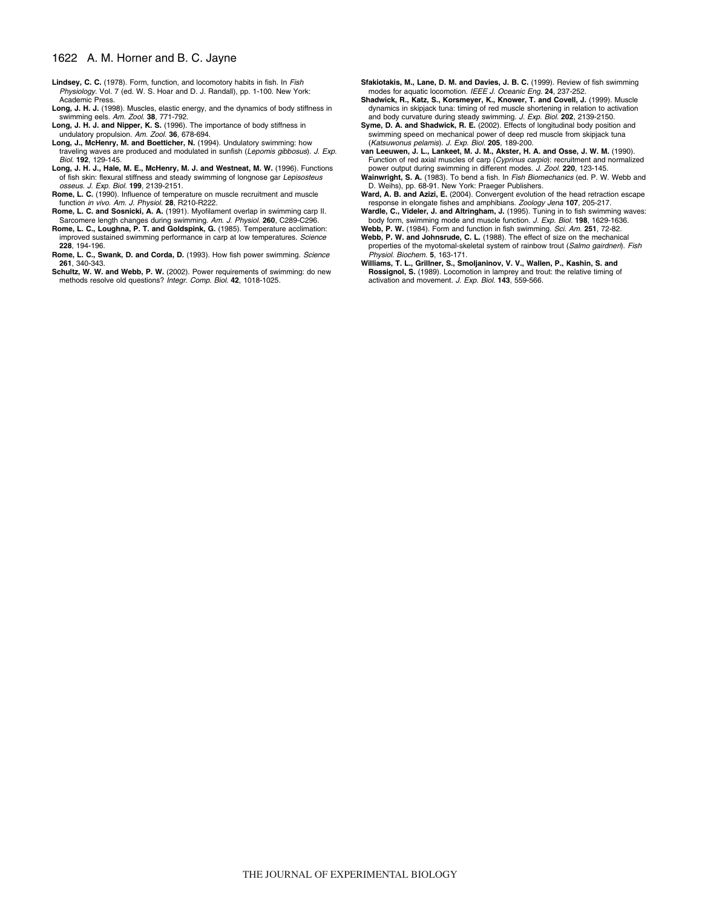**Lindsey, C. C.** (1978). Form, function, and locomotory habits in fish. In *Fish Physiology*. Vol. 7 (ed. W. S. Hoar and D. J. Randall), pp. 1-100. New York: Academic Press.

**Long, J. H. J.** (1998). Muscles, elastic energy, and the dynamics of body stiffness in swimming eels. *Am. Zool.* **38**, 771-792.

**Long, J. H. J. and Nipper, K. S.** (1996). The importance of body stiffness in undulatory propulsion. *Am. Zool.* **36**, 678-694.

**Long, J., McHenry, M. and Boetticher, N.** (1994). Undulatory swimming: how traveling waves are produced and modulated in sunfish (*Lepomis gibbosus*). *J. Exp. Biol.* **192**, 129-145.

**Long, J. H. J., Hale, M. E., McHenry, M. J. and Westneat, M. W.** (1996). Functions of fish skin: flexural stiffness and steady swimming of longnose gar *Lepisosteus osseus*. *J. Exp. Biol.* **199**, 2139-2151.

**Rome, L. C.** (1990). Influence of temperature on muscle recruitment and muscle function *in vivo*. *Am. J. Physiol.* **28**, R210-R222.

**Rome, L. C. and Sosnicki, A. A.** (1991). Myofilament overlap in swimming carp II. Sarcomere length changes during swimming. *Am. J. Physiol.* **260**, C289-C296.

**Rome, L. C., Loughna, P. T. and Goldspink, G.** (1985). Temperature acclimation: improved sustained swimming performance in carp at low temperatures. *Science* **228**, 194-196.

**Rome, L. C., Swank, D. and Corda, D.** (1993). How fish power swimming. *Science* **261**, 340-343.

**Schultz, W. W. and Webb, P. W.** (2002). Power requirements of swimming: do new methods resolve old questions? *Integr. Comp. Biol.* **42**, 1018-1025.

**Sfakiotakis, M., Lane, D. M. and Davies, J. B. C.** (1999). Review of fish swimming modes for aquatic locomotion. *IEEE J. Oceanic Eng.* **24**, 237-252.

**Shadwick, R., Katz, S., Korsmeyer, K., Knower, T. and Covell, J.** (1999). Muscle dynamics in skipjack tuna: timing of red muscle shortening in relation to activation and body curvature during steady swimming. *J. Exp. Biol.* **202**, 2139-2150.

**Syme, D. A. and Shadwick, R. E.** (2002). Effects of longitudinal body position and swimming speed on mechanical power of deep red muscle from skipjack tuna (*Katsuwonus pelamis*). *J. Exp. Biol.* **205**, 189-200.

**van Leeuwen, J. L., Lankeet, M. J. M., Akster, H. A. and Osse, J. W. M.** (1990). Function of red axial muscles of carp (*Cyprinus carpio*): recruitment and normalized power output during swimming in different modes. *J. Zool.* **220**, 123-145.

**Wainwright, S. A.** (1983). To bend a fish. In *Fish Biomechanics* (ed. P. W. Webb and D. Weihs), pp. 68-91. New York: Praeger Publishers.

**Ward, A. B. and Azizi, E.** (2004). Convergent evolution of the head retraction escape response in elongate fishes and amphibians. *Zoology Jena* **107**, 205-217.

**Wardle, C., Videler, J. and Altringham, J.** (1995). Tuning in to fish swimming waves: body form, swimming mode and muscle function. *J. Exp. Biol.* **198**, 1629-1636.

**Webb, P. W.** (1984). Form and function in fish swimming. *Sci. Am.* **251**, 72-82.

**Webb, P. W. and Johnsrude, C. L.** (1988). The effect of size on the mechanical properties of the myotomal-skeletal system of rainbow trout (*Salmo gairdneri*). *Fish Physiol. Biochem.* **5**, 163-171.

**Williams, T. L., Grillner, S., Smoljaninov, V. V., Wallen, P., Kashin, S. and Rossignol, S.** (1989). Locomotion in lamprey and trout: the relative timing of activation and movement. *J. Exp. Biol.* **143**, 559-566.